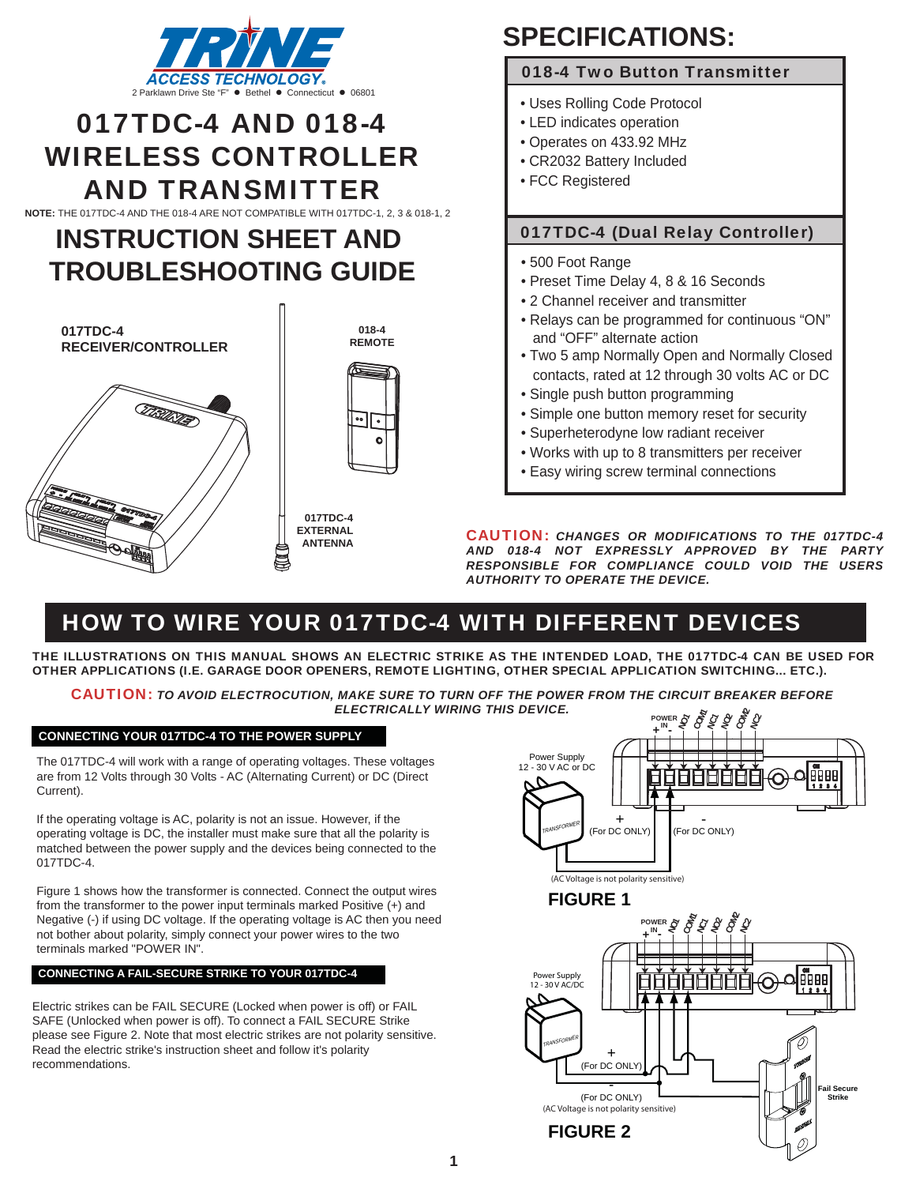TRINE ACCESS TECHNOLOGY

2 Parklawn Drive Ste "F" ● Bethel ● Connecticut ● 06801

# 017TDC-4 AND 018-4 WIRELESS CONTROLLER AND TRANSMITTER

**NOTE:** THE 017TDC-4 AND THE 018-4 ARE NOT COMPATIBLE WITH 017TDC-1, 2, 3 & 018-1, 2

# INSTRUCTION SHEET AND TROUBLESHOOTING GUIDE

017TDC-4 RECEIVER/CONTROLLER

018-4 REMOTE

017TDC-4 EXTERNAL ANTENNA

# SPECIFICATIONS:

## 018-4 Two Button Transmitter

- Uses Rolling Code Protocol
- LED indicates operation
- Operates on 433.92 MHz
- CR2032 Battery Included
- FCC Registered

## 017TDC-4 (Dual Relay Controller)

- 500 Foot Range
- Preset Time Delay 4, 8 & 16 Seconds
- 2 Channel receiver and transmitter
- Relays can be programmed for continuous "ON" and "OFF" alternate action
- Two 5 amp Normally Open and Normally Closed contacts, rated at 12 through 30 volts AC or DC
- Single push button programming
- Simple one button memory reset for security
- Superheterodyne low radiant receiver
- Works with up to 8 transmitters per receiver
- Easy wiring screw terminal connections

**CAUTION:** ***CHANGES OR MODIFICATIONS TO THE 017TDC-4 AND 018-4 NOT EXPRESSLY APPROVED BY THE PARTY RESPONSIBLE FOR COMPLIANCE COULD VOID THE USERS AUTHORITY TO OPERATE THE DEVICE.***

# HOW TO WIRE YOUR 017TDC-4 WITH DIFFERENT DEVICES

**THE ILLUSTRATIONS ON THIS MANUAL SHOWS AN ELECTRIC STRIKE AS THE INTENDED LOAD, THE 017TDC-4 CAN BE USED FOR OTHER APPLICATIONS (I.E. GARAGE DOOR OPENERS, REMOTE LIGHTING, OTHER SPECIAL APPLICATION SWITCHING... ETC.).**

**CAUTION:** ***TO AVOID ELECTROCUTION, MAKE SURE TO TURN OFF THE POWER FROM THE CIRCUIT BREAKER BEFORE ELECTRICALLY WIRING THIS DEVICE.***

## CONNECTING YOUR 017TDC-4 TO THE POWER SUPPLY

The 017TDC-4 will work with a range of operating voltages. These voltages are from 12 Volts through 30 Volts - AC (Alternating Current) or DC (Direct Current).

If the operating voltage is AC, polarity is not an issue. However, if the operating voltage is DC, the installer must make sure that all the polarity is matched between the power supply and the devices being connected to the 017TDC-4.

Figure 1 shows how the transformer is connected. Connect the output wires from the transformer to the power input terminals marked Positive (+) and Negative (-) if using DC voltage. If the operating voltage is AC then you need not bother about polarity, simply connect your power wires to the two terminals marked "POWER IN".

POWER IN + - NO1 COM1 NC1 NO2 COM2 NC2

Power Supply 12 - 30 V AC or DC

TRANSFORMER

+ (For DC ONLY) - (For DC ONLY)

(AC Voltage is not polarity sensitive)

**FIGURE 1**

## CONNECTING A FAIL-SECURE STRIKE TO YOUR 017TDC-4

Electric strikes can be FAIL SECURE (Locked when power is off) or FAIL SAFE (Unlocked when power is off). To connect a FAIL SECURE Strike please see Figure 2. Note that most electric strikes are not polarity sensitive. Read the electric strike's instruction sheet and follow it's polarity recommendations.

POWER IN + - NO1 COM1 NC1 NO2 COM2 NC2

Power Supply 12 - 30 V AC/DC

TRANSFORMER

+ (For DC ONLY) - (For DC ONLY)

Fail Secure Strike

(AC Voltage is not polarity sensitive)

**FIGURE 2**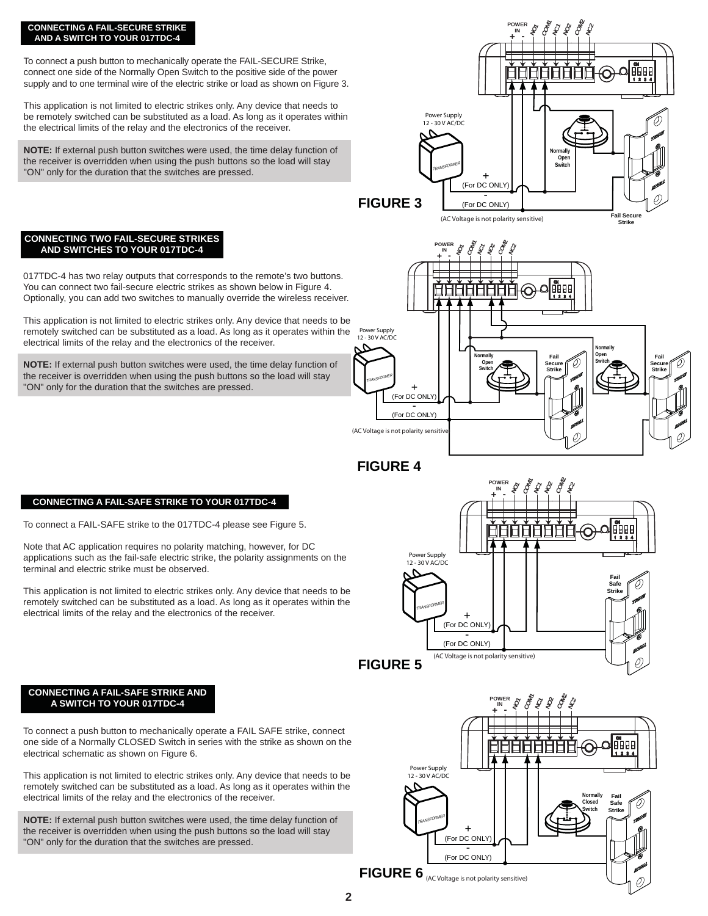## CONNECTING A FAIL-SECURE STRIKE AND A SWITCH TO YOUR 017TDC-4

To connect a push button to mechanically operate the FAIL-SECURE Strike, connect one side of the Normally Open Switch to the positive side of the power supply and to one terminal wire of the electric strike or load as shown on Figure 3.

This application is not limited to electric strikes only. Any device that needs to be remotely switched can be substituted as a load. As long as it operates within the electrical limits of the relay and the electronics of the receiver.

**NOTE:** If external push button switches were used, the time delay function of the receiver is overridden when using the push buttons so the load will stay "ON" only for the duration that the switches are pressed.

POWER IN + - NO1 COM1 NC1 NO2 COM2 NC2

Power Supply 12 - 30 V AC/DC

TRANSFORMER

Normally Open Switch

+ (For DC ONLY)

- (For DC ONLY)

(AC Voltage is not polarity sensitive)

Fail Secure Strike

**FIGURE 3**

## CONNECTING TWO FAIL-SECURE STRIKES AND SWITCHES TO YOUR 017TDC-4

017TDC-4 has two relay outputs that corresponds to the remote's two buttons. You can connect two fail-secure electric strikes as shown below in Figure 4. Optionally, you can add two switches to manually override the wireless receiver.

This application is not limited to electric strikes only. Any device that needs to be remotely switched can be substituted as a load. As long as it operates within the electrical limits of the relay and the electronics of the receiver.

**NOTE:** If external push button switches were used, the time delay function of the receiver is overridden when using the push buttons so the load will stay "ON" only for the duration that the switches are pressed.

POWER IN + - NO1 COM1 NC1 NO2 COM2 NC2

Power Supply 12 - 30 V AC/DC

TRANSFORMER

Normally Open Switch

Fail Secure Strike

Normally Open Switch

Fail Secure Strike

+ (For DC ONLY)

- (For DC ONLY)

(AC Voltage is not polarity sensitive)

**FIGURE 4**

## CONNECTING A FAIL-SAFE STRIKE TO YOUR 017TDC-4

To connect a FAIL-SAFE strike to the 017TDC-4 please see Figure 5.

Note that AC application requires no polarity matching, however, for DC applications such as the fail-safe electric strike, the polarity assignments on the terminal and electric strike must be observed.

This application is not limited to electric strikes only. Any device that needs to be remotely switched can be substituted as a load. As long as it operates within the electrical limits of the relay and the electronics of the receiver.

POWER IN + - NO1 COM1 NC1 NO2 COM2 NC2

Power Supply 12 - 30 V AC/DC

TRANSFORMER

Fail Safe Strike

+ (For DC ONLY)

- (For DC ONLY)

(AC Voltage is not polarity sensitive)

**FIGURE 5**

## CONNECTING A FAIL-SAFE STRIKE AND A SWITCH TO YOUR 017TDC-4

To connect a push button to mechanically operate a FAIL SAFE strike, connect one side of a Normally CLOSED Switch in series with the strike as shown on the electrical schematic as shown on Figure 6.

This application is not limited to electric strikes only. Any device that needs to be remotely switched can be substituted as a load. As long as it operates within the electrical limits of the relay and the electronics of the receiver.

**NOTE:** If external push button switches were used, the time delay function of the receiver is overridden when using the push buttons so the load will stay "ON" only for the duration that the switches are pressed.

POWER IN + - NO1 COM1 NC1 NO2 COM2 NC2

Power Supply 12 - 30 V AC/DC

TRANSFORMER

Normally Closed Switch

Fail Safe Strike

+ (For DC ONLY)

- (For DC ONLY)

**FIGURE 6** (AC Voltage is not polarity sensitive)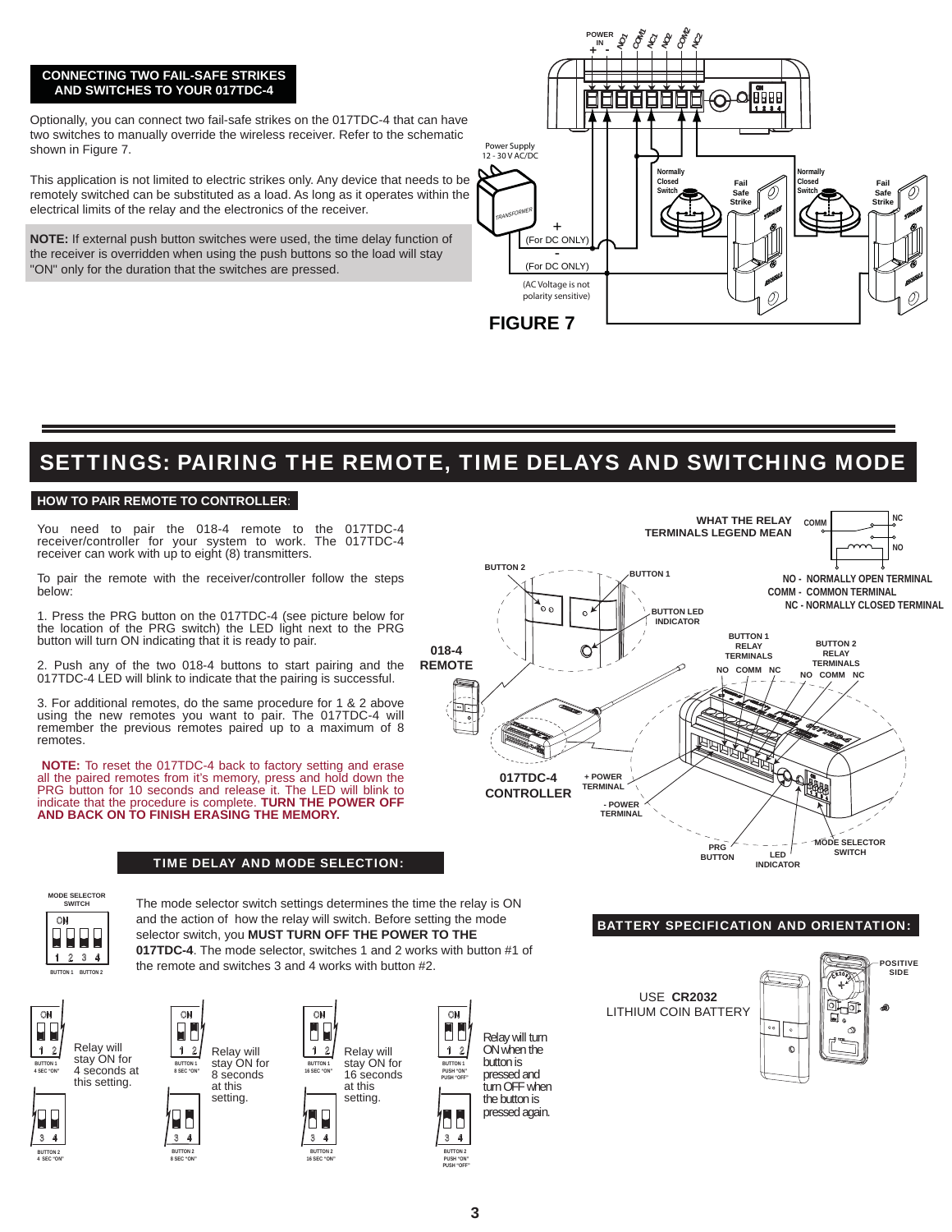## CONNECTING TWO FAIL-SAFE STRIKES AND SWITCHES TO YOUR 017TDC-4

Optionally, you can connect two fail-safe strikes on the 017TDC-4 that can have two switches to manually override the wireless receiver. Refer to the schematic shown in Figure 7.

This application is not limited to electric strikes only. Any device that needs to be remotely switched can be substituted as a load. As long as it operates within the electrical limits of the relay and the electronics of the receiver.

**NOTE:** If external push button switches were used, the time delay function of the receiver is overridden when using the push buttons so the load will stay "ON" only for the duration that the switches are pressed.

POWER IN + - NO1 COM1 NC1 NO2 COM2 NC2

Power Supply 12 - 30 V AC/DC

TRANSFORMER

+ (For DC ONLY)

- (For DC ONLY)

(AC Voltage is not polarity sensitive)

Normally Closed Switch

Fail Safe Strike

Normally Closed Switch

Fail Safe Strike

**FIGURE 7**

# SETTINGS: PAIRING THE REMOTE, TIME DELAYS AND SWITCHING MODE

### HOW TO PAIR REMOTE TO CONTROLLER:

You need to pair the 018-4 remote to the 017TDC-4 receiver/controller for your system to work. The 017TDC-4 receiver can work with up to eight (8) transmitters.

To pair the remote with the receiver/controller follow the steps below:

1. Press the PRG button on the 017TDC-4 (see picture below for the location of the PRG switch) the LED light next to the PRG button will turn ON indicating that it is ready to pair.

2. Push any of the two 018-4 buttons to start pairing and the 017TDC-4 LED will blink to indicate that the pairing is successful.

3. For additional remotes, do the same procedure for 1 & 2 above using the new remotes you want to pair. The 017TDC-4 will remember the previous remotes paired up to a maximum of 8 remotes.

**NOTE:** To reset the 017TDC-4 back to factory setting and erase all the paired remotes from it's memory, press and hold down the PRG button for 10 seconds and release it. The LED will blink to indicate that the procedure is complete. **TURN THE POWER OFF AND BACK ON TO FINISH ERASING THE MEMORY.**

WHAT THE RELAY TERMINALS LEGEND MEAN

COMM, NC, NO

NO - NORMALLY OPEN TERMINAL
COMM - COMMON TERMINAL
NC - NORMALLY CLOSED TERMINAL

BUTTON 2, BUTTON 1, BUTTON LED INDICATOR

018-4 REMOTE

BUTTON 1 RELAY TERMINALS: NO COMM NC

BUTTON 2 RELAY TERMINALS: NO COMM NC

017TDC-4 CONTROLLER

+ POWER TERMINAL

- POWER TERMINAL

PRG BUTTON

LED INDICATOR

MODE SELECTOR SWITCH

### TIME DELAY AND MODE SELECTION:

MODE SELECTOR SWITCH (ON, 1 2 3 4; BUTTON 1, BUTTON 2)

The mode selector switch settings determines the time the relay is ON and the action of how the relay will switch. Before setting the mode selector switch, you **MUST TURN OFF THE POWER TO THE 017TDC-4**. The mode selector, switches 1 and 2 works with button #1 of the remote and switches 3 and 4 works with button #2.

BUTTON 1 4 SEC "ON" / BUTTON 2 4 SEC "ON" — Relay will stay ON for 4 seconds at this setting.

BUTTON 1 8 SEC "ON" / BUTTON 2 8 SEC "ON" — Relay will stay ON for 8 seconds at this setting.

BUTTON 1 16 SEC "ON" / BUTTON 2 16 SEC "ON" — Relay will stay ON for 16 seconds at this setting.

BUTTON 1 PUSH "ON" PUSH "OFF" / BUTTON 2 PUSH "ON" PUSH "OFF" — Relay will turn ON when the button is pressed and turn OFF when the button is pressed again.

### BATTERY SPECIFICATION AND ORIENTATION:

USE **CR2032** LITHIUM COIN BATTERY

POSITIVE SIDE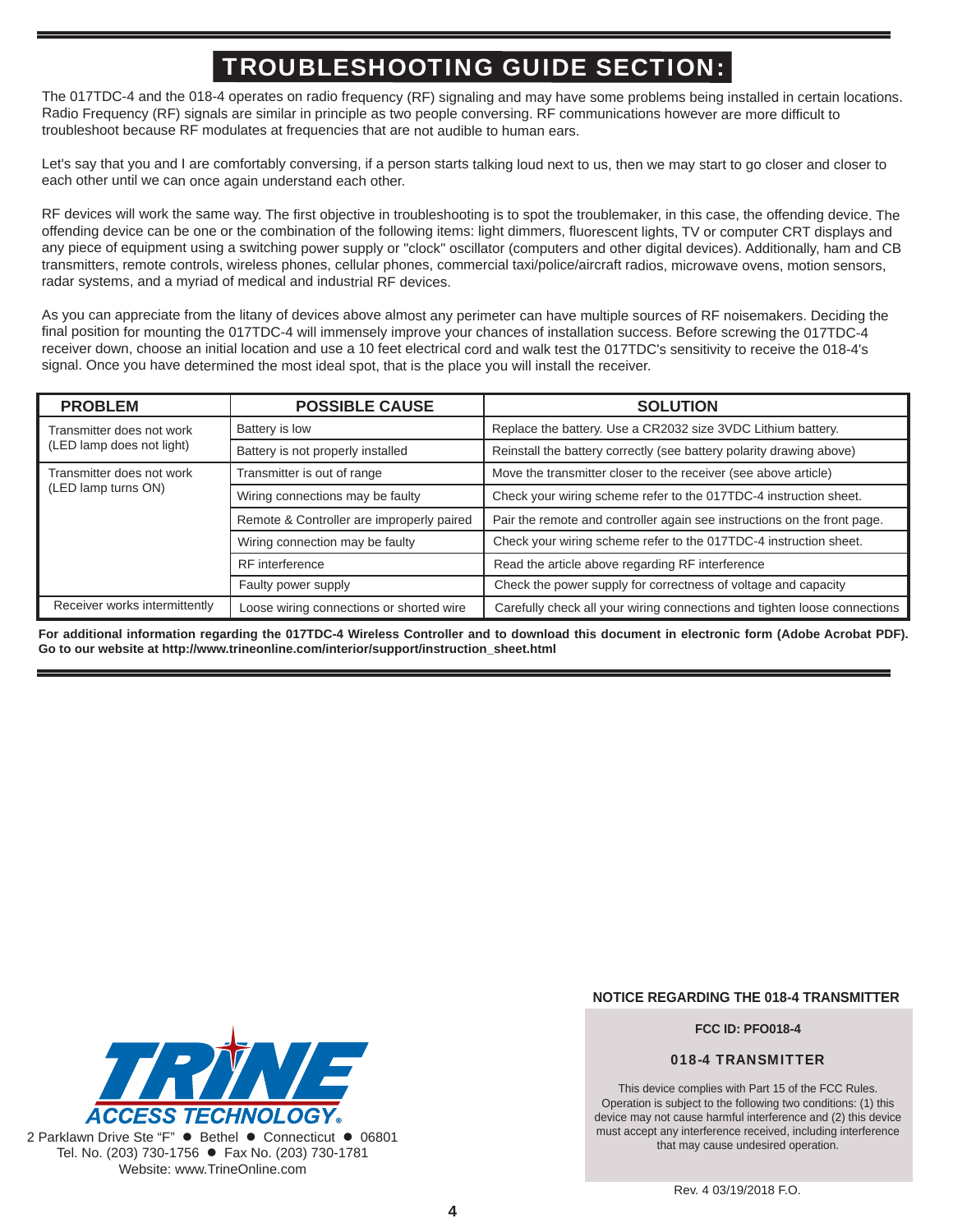# TROUBLESHOOTING GUIDE SECTION:

The 017TDC-4 and the 018-4 operates on radio frequency (RF) signaling and may have some problems being installed in certain locations. Radio Frequency (RF) signals are similar in principle as two people conversing. RF communications however are more difficult to troubleshoot because RF modulates at frequencies that are not audible to human ears.

Let's say that you and I are comfortably conversing, if a person starts talking loud next to us, then we may start to go closer and closer to each other until we can once again understand each other.

RF devices will work the same way. The first objective in troubleshooting is to spot the troublemaker, in this case, the offending device. The offending device can be one or the combination of the following items: light dimmers, fluorescent lights, TV or computer CRT displays and any piece of equipment using a switching power supply or "clock" oscillator (computers and other digital devices). Additionally, ham and CB transmitters, remote controls, wireless phones, cellular phones, commercial taxi/police/aircraft radios, microwave ovens, motion sensors, radar systems, and a myriad of medical and industrial RF devices.

As you can appreciate from the litany of devices above almost any perimeter can have multiple sources of RF noisemakers. Deciding the final position for mounting the 017TDC-4 will immensely improve your chances of installation success. Before screwing the 017TDC-4 receiver down, choose an initial location and use a 10 feet electrical cord and walk test the 017TDC's sensitivity to receive the 018-4's signal. Once you have determined the most ideal spot, that is the place you will install the receiver.

| PROBLEM | POSSIBLE CAUSE | SOLUTION |
|---|---|---|
| Transmitter does not work (LED lamp does not light) | Battery is low | Replace the battery. Use a CR2032 size 3VDC Lithium battery. |
| | Battery is not properly installed | Reinstall the battery correctly (see battery polarity drawing above) |
| Transmitter does not work (LED lamp turns ON) | Transmitter is out of range | Move the transmitter closer to the receiver (see above article) |
| | Wiring connections may be faulty | Check your wiring scheme refer to the 017TDC-4 instruction sheet. |
| | Remote & Controller are improperly paired | Pair the remote and controller again see instructions on the front page. |
| | Wiring connection may be faulty | Check your wiring scheme refer to the 017TDC-4 instruction sheet. |
| | RF interference | Read the article above regarding RF interference |
| | Faulty power supply | Check the power supply for correctness of voltage and capacity |
| Receiver works intermittently | Loose wiring connections or shorted wire | Carefully check all your wiring connections and tighten loose connections |

**For additional information regarding the 017TDC-4 Wireless Controller and to download this document in electronic form (Adobe Acrobat PDF). Go to our website at http://www.trineonline.com/interior/support/instruction_sheet.html**

TRINE ACCESS TECHNOLOGY®

2 Parklawn Drive Ste "F" ● Bethel ● Connecticut ● 06801
Tel. No. (203) 730-1756 ● Fax No. (203) 730-1781
Website: www.TrineOnline.com

**NOTICE REGARDING THE 018-4 TRANSMITTER**

**FCC ID: PFO018-4**

**018-4 TRANSMITTER**

This device complies with Part 15 of the FCC Rules. Operation is subject to the following two conditions: (1) this device may not cause harmful interference and (2) this device must accept any interference received, including interference that may cause undesired operation.

Rev. 4 03/19/2018 F.O.